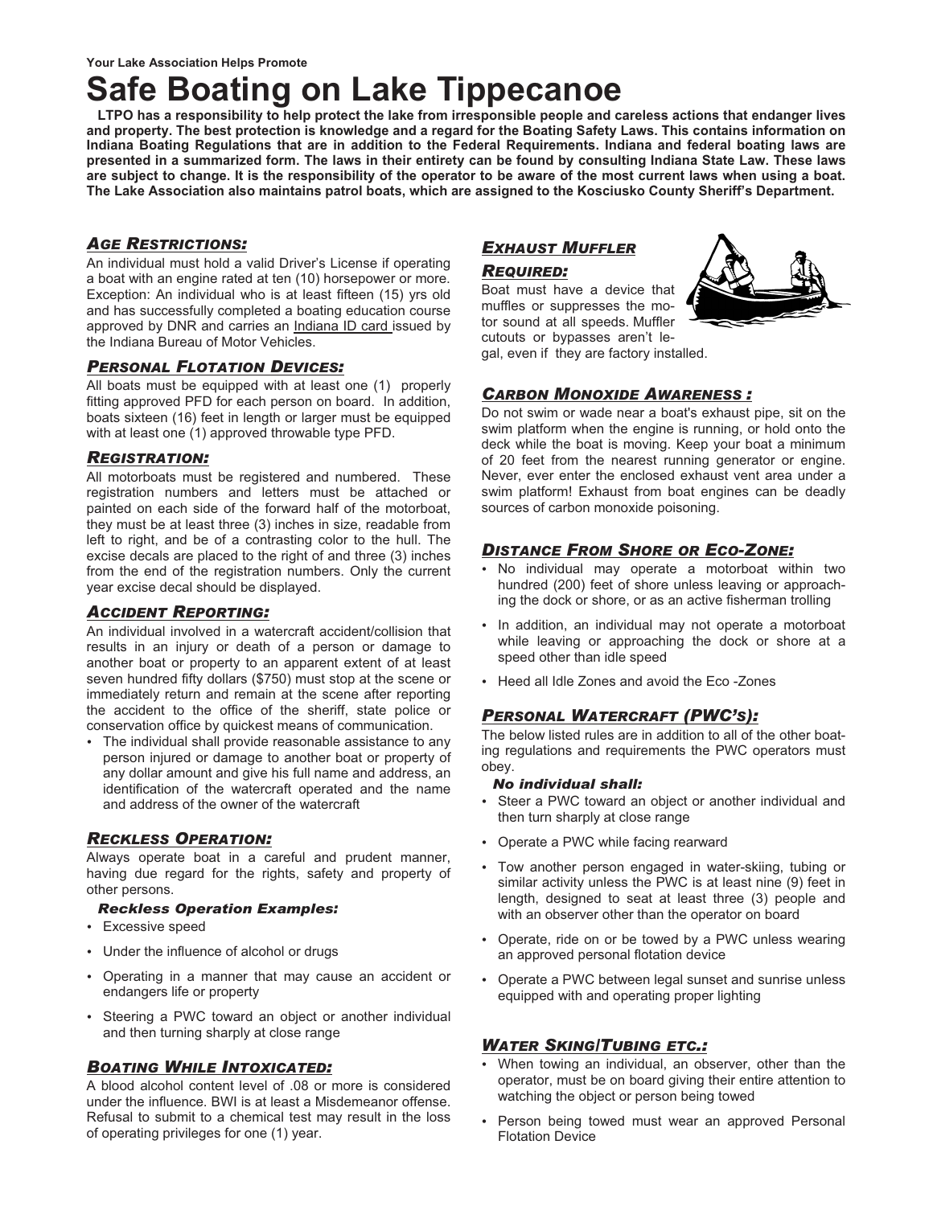Your Lake Association Helps Promote

# Safe Boating on Lake Tippecanoe

**LTPO has a responsibility to help protect the lake from irresponsible people and careless actions that endanger lives and property. The best protection is knowledge and a regard for the Boating Safety Laws. This contains information on Indiana Boating Regulations that are in addition to the Federal Requirements. Indiana and federal boating laws are presented in a summarized form. The laws in their entirety can be found by consulting Indiana State Law. These laws are subject to change. It is the responsibility of the operator to be aware of the most current laws when using a boat. The Lake Association also maintains patrol boats, which are assigned to the Kosciusko County Sheriff's Department.**

## *Age Restrictions:*

An individual must hold a valid Driver's License if operating a boat with an engine rated at ten (10) horsepower or more. Exception: An individual who is at least fifteen (15) yrs old and has successfully completed a boating education course approved by DNR and carries an Indiana ID card issued by the Indiana Bureau of Motor Vehicles.

## *Personal Flotation Devices:*

All boats must be equipped with at least one (1) properly fitting approved PFD for each person on board. In addition, boats sixteen (16) feet in length or larger must be equipped with at least one (1) approved throwable type PFD.

## *Registration:*

All motorboats must be registered and numbered. These registration numbers and letters must be attached or painted on each side of the forward half of the motorboat, they must be at least three (3) inches in size, readable from left to right, and be of a contrasting color to the hull. The excise decals are placed to the right of and three (3) inches from the end of the registration numbers. Only the current year excise decal should be displayed.

## *Accident Reporting:*

An individual involved in a watercraft accident/collision that results in an injury or death of a person or damage to another boat or property to an apparent extent of at least seven hundred fifty dollars ($750) must stop at the scene or immediately return and remain at the scene after reporting the accident to the office of the sheriff, state police or conservation office by quickest means of communication.

- The individual shall provide reasonable assistance to any person injured or damage to another boat or property of any dollar amount and give his full name and address, an identification of the watercraft operated and the name and address of the owner of the watercraft

## *Reckless Operation:*

Always operate boat in a careful and prudent manner, having due regard for the rights, safety and property of other persons.

***Reckless Operation Examples:***

- Excessive speed
- Under the influence of alcohol or drugs
- Operating in a manner that may cause an accident or endangers life or property
- Steering a PWC toward an object or another individual and then turning sharply at close range

## *Boating While Intoxicated:*

A blood alcohol content level of .08 or more is considered under the influence. BWI is at least a Misdemeanor offense. Refusal to submit to a chemical test may result in the loss of operating privileges for one (1) year.

## *Exhaust Muffler Required:*

Boat must have a device that muffles or suppresses the motor sound at all speeds. Muffler cutouts or bypasses aren't legal, even if they are factory installed.

## *Carbon Monoxide Awareness :*

Do not swim or wade near a boat's exhaust pipe, sit on the swim platform when the engine is running, or hold onto the deck while the boat is moving. Keep your boat a minimum of 20 feet from the nearest running generator or engine. Never, ever enter the enclosed exhaust vent area under a swim platform! Exhaust from boat engines can be deadly sources of carbon monoxide poisoning.

## *Distance From Shore or Eco-Zone:*

- No individual may operate a motorboat within two hundred (200) feet of shore unless leaving or approaching the dock or shore, or as an active fisherman trolling
- In addition, an individual may not operate a motorboat while leaving or approaching the dock or shore at a speed other than idle speed
- Heed all Idle Zones and avoid the Eco -Zones

## *Personal Watercraft (PWC's):*

The below listed rules are in addition to all of the other boating regulations and requirements the PWC operators must obey.

***No individual shall:***

- Steer a PWC toward an object or another individual and then turn sharply at close range
- Operate a PWC while facing rearward
- Tow another person engaged in water-skiing, tubing or similar activity unless the PWC is at least nine (9) feet in length, designed to seat at least three (3) people and with an observer other than the operator on board
- Operate, ride on or be towed by a PWC unless wearing an approved personal flotation device
- Operate a PWC between legal sunset and sunrise unless equipped with and operating proper lighting

## *Water Skiing/Tubing etc.:*

- When towing an individual, an observer, other than the operator, must be on board giving their entire attention to watching the object or person being towed
- Person being towed must wear an approved Personal Flotation Device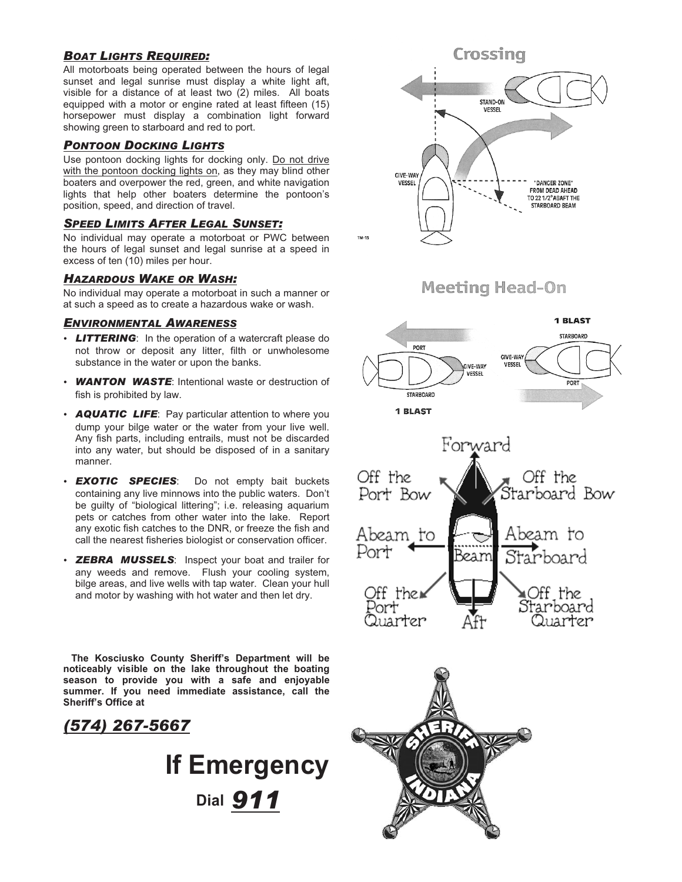## ***BOAT LIGHTS REQUIRED:***

All motorboats being operated between the hours of legal sunset and legal sunrise must display a white light aft, visible for a distance of at least two (2) miles. All boats equipped with a motor or engine rated at least fifteen (15) horsepower must display a combination light forward showing green to starboard and red to port.

## ***PONTOON DOCKING LIGHTS***

Use pontoon docking lights for docking only. Do not drive with the pontoon docking lights on, as they may blind other boaters and overpower the red, green, and white navigation lights that help other boaters determine the pontoon's position, speed, and direction of travel.

## ***SPEED LIMITS AFTER LEGAL SUNSET:***

No individual may operate a motorboat or PWC between the hours of legal sunset and legal sunrise at a speed in excess of ten (10) miles per hour.

## ***HAZARDOUS WAKE OR WASH:***

No individual may operate a motorboat in such a manner or at such a speed as to create a hazardous wake or wash.

## ***ENVIRONMENTAL AWARENESS***

- ***LITTERING***: In the operation of a watercraft please do not throw or deposit any litter, filth or unwholesome substance in the water or upon the banks.
- ***WANTON WASTE***: Intentional waste or destruction of fish is prohibited by law.
- ***AQUATIC LIFE***: Pay particular attention to where you dump your bilge water or the water from your live well. Any fish parts, including entrails, must not be discarded into any water, but should be disposed of in a sanitary manner.
- ***EXOTIC SPECIES***: Do not empty bait buckets containing any live minnows into the public waters. Don't be guilty of "biological littering"; i.e. releasing aquarium pets or catches from other water into the lake. Report any exotic fish catches to the DNR, or freeze the fish and call the nearest fisheries biologist or conservation officer.
- ***ZEBRA MUSSELS***: Inspect your boat and trailer for any weeds and remove. Flush your cooling system, bilge areas, and live wells with tap water. Clean your hull and motor by washing with hot water and then let dry.

**The Kosciusko County Sheriff's Department will be noticeably visible on the lake throughout the boating season to provide you with a safe and enjoyable summer. If you need immediate assistance, call the Sheriff's Office at**

## ***(574) 267-5667***

# If Emergency

**Dial *911***

## Crossing

STAND-ON VESSEL

GIVE-WAY VESSEL

"DANGER ZONE" FROM DEAD AHEAD TO 22 1/2° ABAFT THE STARBOARD BEAM

## Meeting Head-On

1 BLAST

PORT

STARBOARD

GIVE-WAY VESSEL

GIVE-WAY VESSEL

STARBOARD

PORT

1 BLAST

Forward

Off the Port Bow

Off the Starboard Bow

Abeam to Port

Beam

Abeam to Starboard

Off the Port Quarter

Aft

Off the Starboard Quarter

SHERIFF INDIANA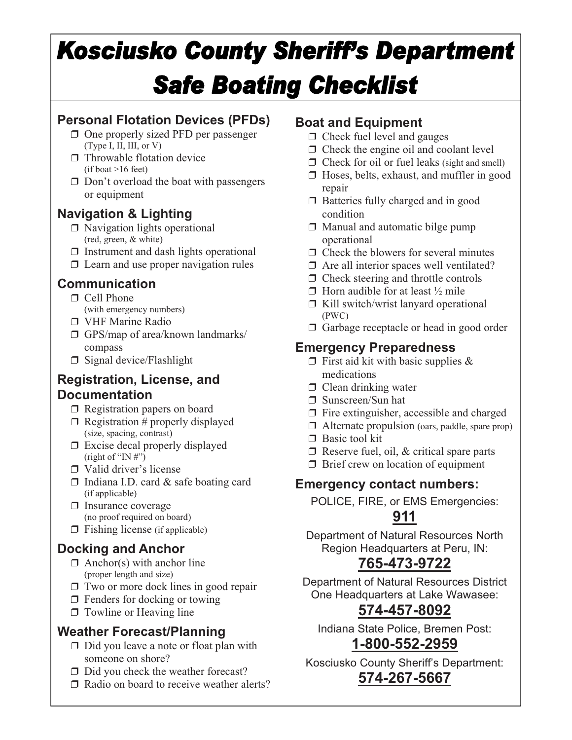# Kosciusko County Sheriff's Department

# Safe Boating Checklist

## Personal Flotation Devices (PFDs)

- ❒ One properly sized PFD per passenger (Type I, II, III, or V)
- ❒ Throwable flotation device (if boat >16 feet)
- ❒ Don't overload the boat with passengers or equipment

## Navigation & Lighting

- ❒ Navigation lights operational (red, green, & white)
- ❒ Instrument and dash lights operational
- ❒ Learn and use proper navigation rules

## Communication

- ❒ Cell Phone (with emergency numbers)
- ❒ VHF Marine Radio
- ❒ GPS/map of area/known landmarks/ compass
- ❒ Signal device/Flashlight

## Registration, License, and Documentation

- ❒ Registration papers on board
- ❒ Registration # properly displayed (size, spacing, contrast)
- ❒ Excise decal properly displayed (right of "IN #")
- ❒ Valid driver's license
- ❒ Indiana I.D. card & safe boating card (if applicable)
- ❒ Insurance coverage (no proof required on board)
- ❒ Fishing license (if applicable)

## Docking and Anchor

- ❒ Anchor(s) with anchor line (proper length and size)
- ❒ Two or more dock lines in good repair
- ❒ Fenders for docking or towing
- ❒ Towline or Heaving line

## Weather Forecast/Planning

- ❒ Did you leave a note or float plan with someone on shore?
- ❒ Did you check the weather forecast?
- ❒ Radio on board to receive weather alerts?

## Boat and Equipment

- ❒ Check fuel level and gauges
- ❒ Check the engine oil and coolant level
- ❒ Check for oil or fuel leaks (sight and smell)
- ❒ Hoses, belts, exhaust, and muffler in good repair
- ❒ Batteries fully charged and in good condition
- ❒ Manual and automatic bilge pump operational
- ❒ Check the blowers for several minutes
- ❒ Are all interior spaces well ventilated?
- ❒ Check steering and throttle controls
- ❒ Horn audible for at least ½ mile
- ❒ Kill switch/wrist lanyard operational (PWC)
- ❒ Garbage receptacle or head in good order

## Emergency Preparedness

- ❒ First aid kit with basic supplies & medications
- ❒ Clean drinking water
- ❒ Sunscreen/Sun hat
- ❒ Fire extinguisher, accessible and charged
- ❒ Alternate propulsion (oars, paddle, spare prop)
- ❒ Basic tool kit
- ❒ Reserve fuel, oil, & critical spare parts
- ❒ Brief crew on location of equipment

## Emergency contact numbers:

POLICE, FIRE, or EMS Emergencies:

**911**

Department of Natural Resources North Region Headquarters at Peru, IN:

**765-473-9722**

Department of Natural Resources District One Headquarters at Lake Wawasee:

**574-457-8092**

Indiana State Police, Bremen Post:

**1-800-552-2959**

Kosciusko County Sheriff's Department:

**574-267-5667**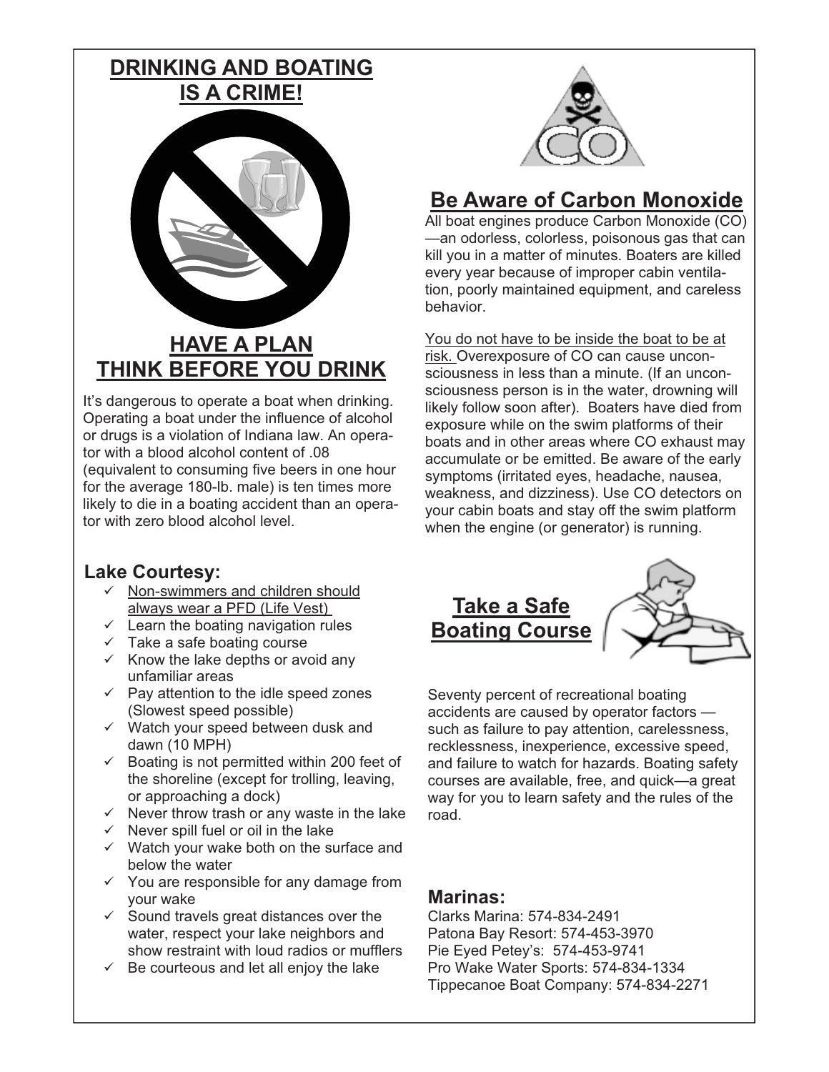## DRINKING AND BOATING IS A CRIME!

## HAVE A PLAN THINK BEFORE YOU DRINK

It's dangerous to operate a boat when drinking. Operating a boat under the influence of alcohol or drugs is a violation of Indiana law. An operator with a blood alcohol content of .08 (equivalent to consuming five beers in one hour for the average 180-lb. male) is ten times more likely to die in a boating accident than an operator with zero blood alcohol level.

### Lake Courtesy:

- ✓ Non-swimmers and children should always wear a PFD (Life Vest)
- ✓ Learn the boating navigation rules
- ✓ Take a safe boating course
- ✓ Know the lake depths or avoid any unfamiliar areas
- ✓ Pay attention to the idle speed zones (Slowest speed possible)
- ✓ Watch your speed between dusk and dawn (10 MPH)
- ✓ Boating is not permitted within 200 feet of the shoreline (except for trolling, leaving, or approaching a dock)
- ✓ Never throw trash or any waste in the lake
- ✓ Never spill fuel or oil in the lake
- ✓ Watch your wake both on the surface and below the water
- ✓ You are responsible for any damage from your wake
- ✓ Sound travels great distances over the water, respect your lake neighbors and show restraint with loud radios or mufflers
- ✓ Be courteous and let all enjoy the lake

## Be Aware of Carbon Monoxide

All boat engines produce Carbon Monoxide (CO) —an odorless, colorless, poisonous gas that can kill you in a matter of minutes. Boaters are killed every year because of improper cabin ventilation, poorly maintained equipment, and careless behavior.

You do not have to be inside the boat to be at risk. Overexposure of CO can cause unconsciousness in less than a minute. (If an unconsciousness person is in the water, drowning will likely follow soon after). Boaters have died from exposure while on the swim platforms of their boats and in other areas where CO exhaust may accumulate or be emitted. Be aware of the early symptoms (irritated eyes, headache, nausea, weakness, and dizziness). Use CO detectors on your cabin boats and stay off the swim platform when the engine (or generator) is running.

## Take a Safe Boating Course

Seventy percent of recreational boating accidents are caused by operator factors — such as failure to pay attention, carelessness, recklessness, inexperience, excessive speed, and failure to watch for hazards. Boating safety courses are available, free, and quick—a great way for you to learn safety and the rules of the road.

### Marinas:

Clarks Marina: 574-834-2491
Patona Bay Resort: 574-453-3970
Pie Eyed Petey's: 574-453-9741
Pro Wake Water Sports: 574-834-1334
Tippecanoe Boat Company: 574-834-2271